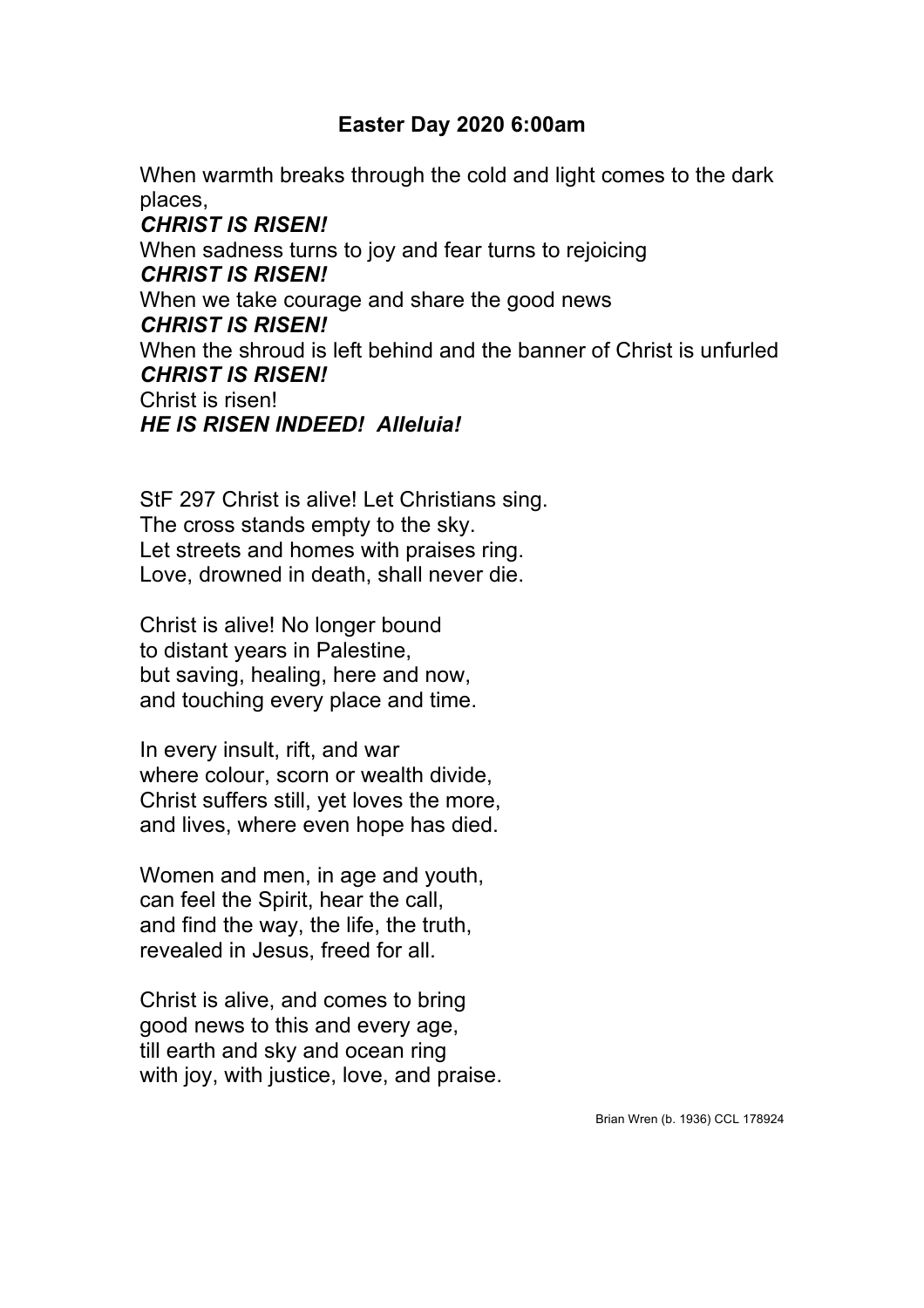## Easter Day 2020 6:00am

When warmth breaks through the cold and light comes to the dark places,
***CHRIST IS RISEN!***
When sadness turns to joy and fear turns to rejoicing
***CHRIST IS RISEN!***
When we take courage and share the good news
***CHRIST IS RISEN!***
When the shroud is left behind and the banner of Christ is unfurled
***CHRIST IS RISEN!***
Christ is risen!
***HE IS RISEN INDEED! Alleluia!***

StF 297 Christ is alive! Let Christians sing.
The cross stands empty to the sky.
Let streets and homes with praises ring.
Love, drowned in death, shall never die.

Christ is alive! No longer bound
to distant years in Palestine,
but saving, healing, here and now,
and touching every place and time.

In every insult, rift, and war
where colour, scorn or wealth divide,
Christ suffers still, yet loves the more,
and lives, where even hope has died.

Women and men, in age and youth,
can feel the Spirit, hear the call,
and find the way, the life, the truth,
revealed in Jesus, freed for all.

Christ is alive, and comes to bring
good news to this and every age,
till earth and sky and ocean ring
with joy, with justice, love, and praise.

Brian Wren (b. 1936) CCL 178924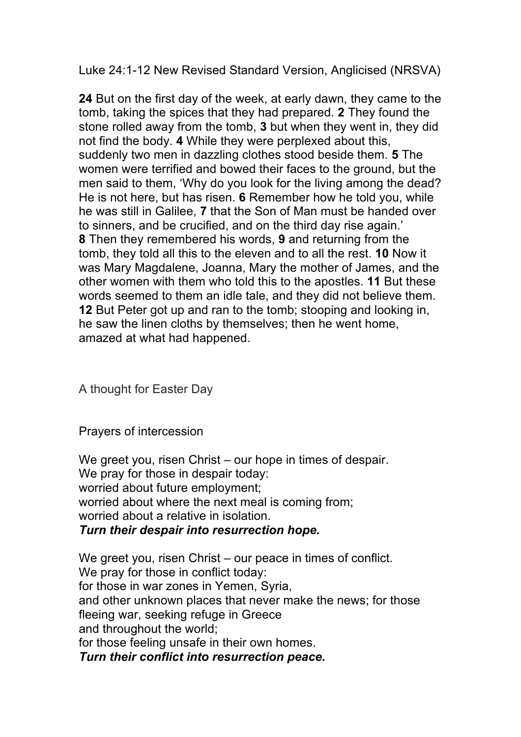Luke 24:1-12 New Revised Standard Version, Anglicised (NRSVA)

**24** But on the first day of the week, at early dawn, they came to the tomb, taking the spices that they had prepared. **2** They found the stone rolled away from the tomb, **3** but when they went in, they did not find the body. **4** While they were perplexed about this, suddenly two men in dazzling clothes stood beside them. **5** The women were terrified and bowed their faces to the ground, but the men said to them, 'Why do you look for the living among the dead? He is not here, but has risen. **6** Remember how he told you, while he was still in Galilee, **7** that the Son of Man must be handed over to sinners, and be crucified, and on the third day rise again.' **8** Then they remembered his words, **9** and returning from the tomb, they told all this to the eleven and to all the rest. **10** Now it was Mary Magdalene, Joanna, Mary the mother of James, and the other women with them who told this to the apostles. **11** But these words seemed to them an idle tale, and they did not believe them. **12** But Peter got up and ran to the tomb; stooping and looking in, he saw the linen cloths by themselves; then he went home, amazed at what had happened.

A thought for Easter Day

Prayers of intercession

We greet you, risen Christ – our hope in times of despair.
We pray for those in despair today:
worried about future employment;
worried about where the next meal is coming from;
worried about a relative in isolation.
***Turn their despair into resurrection hope.***

We greet you, risen Christ – our peace in times of conflict.
We pray for those in conflict today:
for those in war zones in Yemen, Syria,
and other unknown places that never make the news; for those fleeing war, seeking refuge in Greece
and throughout the world;
for those feeling unsafe in their own homes.
***Turn their conflict into resurrection peace.***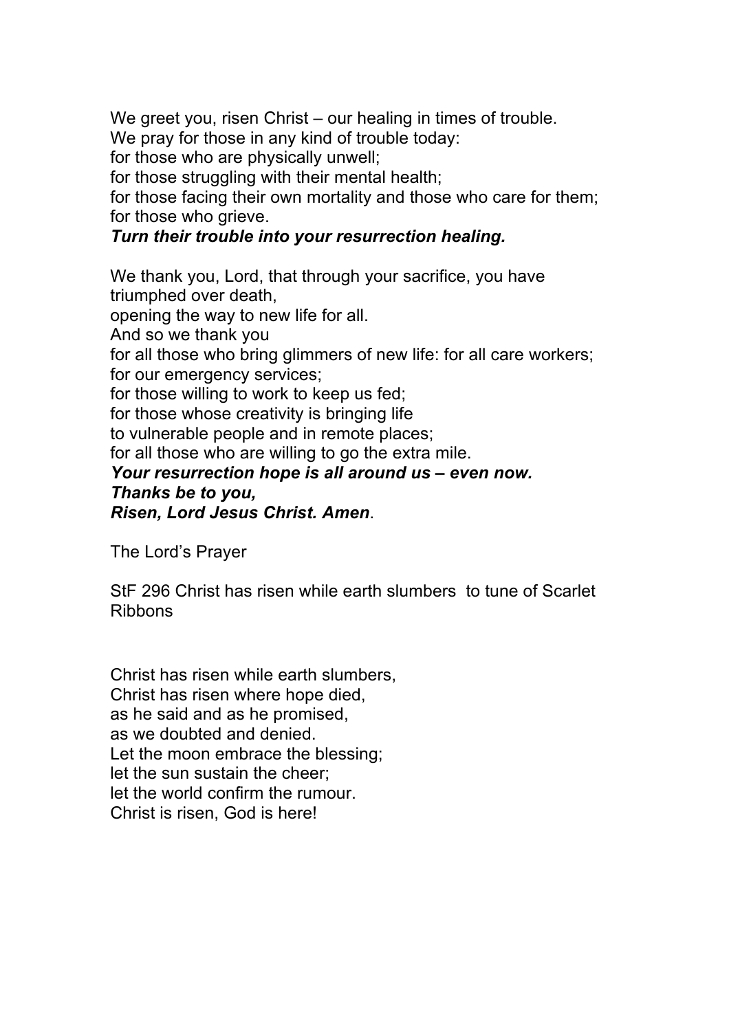We greet you, risen Christ – our healing in times of trouble.
We pray for those in any kind of trouble today:
for those who are physically unwell;
for those struggling with their mental health;
for those facing their own mortality and those who care for them;
for those who grieve.
***Turn their trouble into your resurrection healing.***

We thank you, Lord, that through your sacrifice, you have triumphed over death,
opening the way to new life for all.
And so we thank you
for all those who bring glimmers of new life: for all care workers;
for our emergency services;
for those willing to work to keep us fed;
for those whose creativity is bringing life
to vulnerable people and in remote places;
for all those who are willing to go the extra mile.
***Your resurrection hope is all around us – even now.***
***Thanks be to you,***
***Risen, Lord Jesus Christ. Amen***.

The Lord's Prayer

StF 296 Christ has risen while earth slumbers to tune of Scarlet Ribbons

Christ has risen while earth slumbers,
Christ has risen where hope died,
as he said and as he promised,
as we doubted and denied.
Let the moon embrace the blessing;
let the sun sustain the cheer;
let the world confirm the rumour.
Christ is risen, God is here!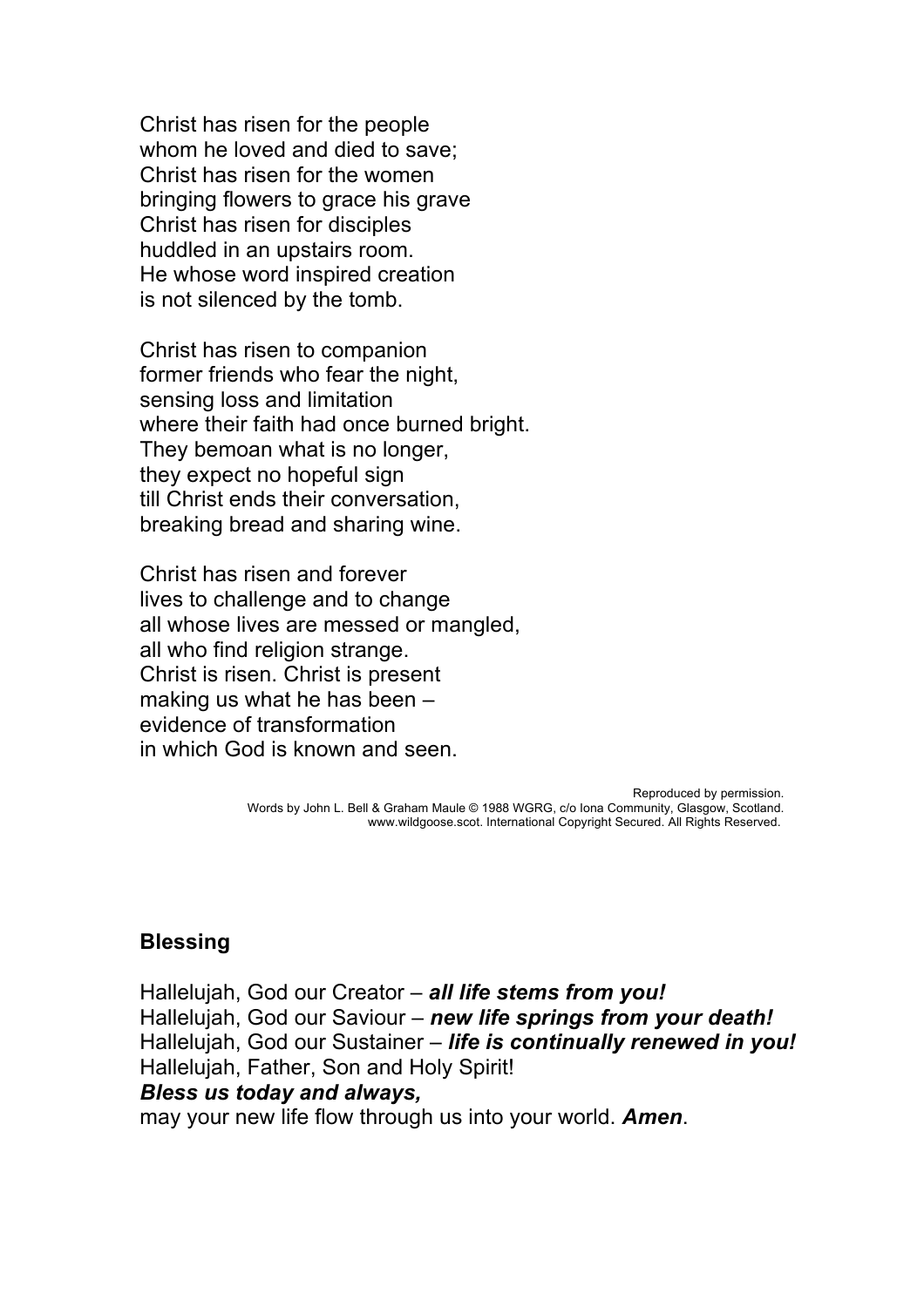Christ has risen for the people
whom he loved and died to save;
Christ has risen for the women
bringing flowers to grace his grave
Christ has risen for disciples
huddled in an upstairs room.
He whose word inspired creation
is not silenced by the tomb.

Christ has risen to companion
former friends who fear the night,
sensing loss and limitation
where their faith had once burned bright.
They bemoan what is no longer,
they expect no hopeful sign
till Christ ends their conversation,
breaking bread and sharing wine.

Christ has risen and forever
lives to challenge and to change
all whose lives are messed or mangled,
all who find religion strange.
Christ is risen. Christ is present
making us what he has been –
evidence of transformation
in which God is known and seen.

Reproduced by permission.
Words by John L. Bell & Graham Maule © 1988 WGRG, c/o Iona Community, Glasgow, Scotland.
www.wildgoose.scot. International Copyright Secured. All Rights Reserved.

### Blessing

Hallelujah, God our Creator – ***all life stems from you!***
Hallelujah, God our Saviour – ***new life springs from your death!***
Hallelujah, God our Sustainer – ***life is continually renewed in you!***
Hallelujah, Father, Son and Holy Spirit!
***Bless us today and always,***
may your new life flow through us into your world. ***Amen***.